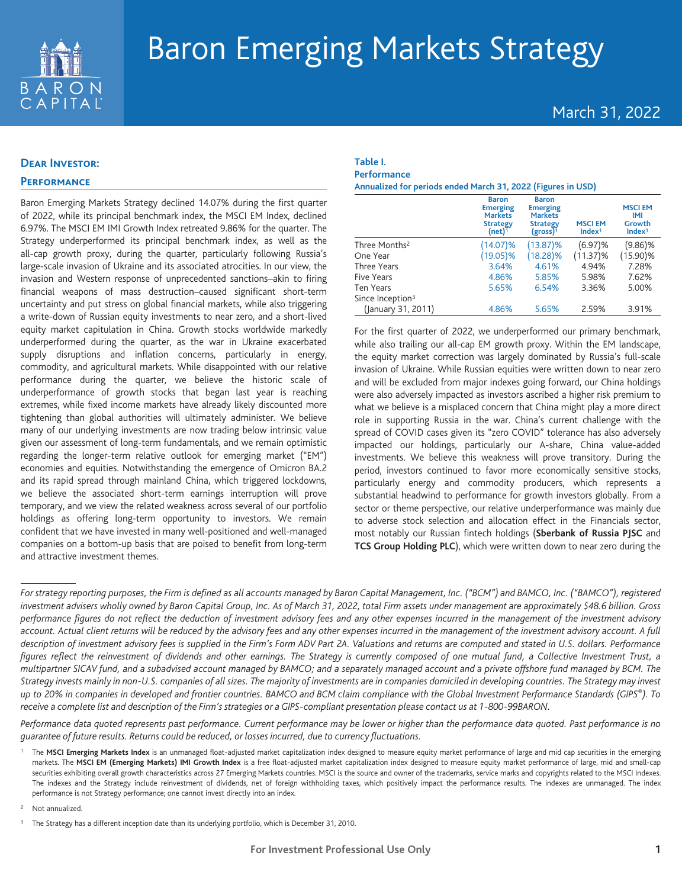# Baron Emerging Markets Strategy

March 31, 2022

## Dear Investor:

### Performance

Baron Emerging Markets Strategy declined 14.07% during the first quarter of 2022, while its principal benchmark index, the MSCI EM Index, declined 6.97%. The MSCI EM IMI Growth Index retreated 9.86% for the quarter. The Strategy underperformed its principal benchmark index, as well as the all-cap growth proxy, during the quarter, particularly following Russia's large-scale invasion of Ukraine and its associated atrocities. In our view, the invasion and Western response of unprecedented sanctions–akin to firing financial weapons of mass destruction–caused significant short-term uncertainty and put stress on global financial markets, while also triggering a write-down of Russian equity investments to near zero, and a short-lived equity market capitulation in China. Growth stocks worldwide markedly underperformed during the quarter, as the war in Ukraine exacerbated supply disruptions and inflation concerns, particularly in energy, commodity, and agricultural markets. While disappointed with our relative performance during the quarter, we believe the historic scale of underperformance of growth stocks that began last year is reaching extremes, while fixed income markets have already likely discounted more tightening than global authorities will ultimately administer. We believe many of our underlying investments are now trading below intrinsic value given our assessment of long-term fundamentals, and we remain optimistic regarding the longer-term relative outlook for emerging market ("EM") economies and equities. Notwithstanding the emergence of Omicron BA.2 and its rapid spread through mainland China, which triggered lockdowns, we believe the associated short-term earnings interruption will prove temporary, and we view the related weakness across several of our portfolio holdings as offering long-term opportunity to investors. We remain confident that we have invested in many well-positioned and well-managed companies on a bottom-up basis that are poised to benefit from long-term and attractive investment themes.

**Table I.**
**Performance**
**Annualized for periods ended March 31, 2022 (Figures in USD)**

| | Baron Emerging Markets Strategy (net)[1] | Baron Emerging Markets Strategy (gross)[1] | MSCI EM Index[1] | MSCI EM IMI Growth Index[1] |
|---|---|---|---|---|
| Three Months[2] | (14.07)% | (13.87)% | (6.97)% | (9.86)% |
| One Year | (19.05)% | (18.28)% | (11.37)% | (15.90)% |
| Three Years | 3.64% | 4.61% | 4.94% | 7.28% |
| Five Years | 4.86% | 5.85% | 5.98% | 7.62% |
| Ten Years | 5.65% | 6.54% | 3.36% | 5.00% |
| Since Inception[3] (January 31, 2011) | 4.86% | 5.65% | 2.59% | 3.91% |

For the first quarter of 2022, we underperformed our primary benchmark, while also trailing our all-cap EM growth proxy. Within the EM landscape, the equity market correction was largely dominated by Russia's full-scale invasion of Ukraine. While Russian equities were written down to near zero and will be excluded from major indexes going forward, our China holdings were also adversely impacted as investors ascribed a higher risk premium to what we believe is a misplaced concern that China might play a more direct role in supporting Russia in the war. China's current challenge with the spread of COVID cases given its "zero COVID" tolerance has also adversely impacted our holdings, particularly our A-share, China value-added investments. We believe this weakness will prove transitory. During the period, investors continued to favor more economically sensitive stocks, particularly energy and commodity producers, which represents a substantial headwind to performance for growth investors globally. From a sector or theme perspective, our relative underperformance was mainly due to adverse stock selection and allocation effect in the Financials sector, most notably our Russian fintech holdings (**Sberbank of Russia PJSC** and **TCS Group Holding PLC**), which were written down to near zero during the

---

*For strategy reporting purposes, the Firm is defined as all accounts managed by Baron Capital Management, Inc. ("BCM") and BAMCO, Inc. ("BAMCO"), registered investment advisers wholly owned by Baron Capital Group, Inc. As of March 31, 2022, total Firm assets under management are approximately $48.6 billion. Gross performance figures do not reflect the deduction of investment advisory fees and any other expenses incurred in the management of the investment advisory account. Actual client returns will be reduced by the advisory fees and any other expenses incurred in the management of the investment advisory account. A full description of investment advisory fees is supplied in the Firm's Form ADV Part 2A. Valuations and returns are computed and stated in U.S. dollars. Performance figures reflect the reinvestment of dividends and other earnings. The Strategy is currently composed of one mutual fund, a Collective Investment Trust, a multipartner SICAV fund, and a subadvised account managed by BAMCO; and a separately managed account and a private offshore fund managed by BCM. The Strategy invests mainly in non-U.S. companies of all sizes. The majority of investments are in companies domiciled in developing countries. The Strategy may invest up to 20% in companies in developed and frontier countries. BAMCO and BCM claim compliance with the Global Investment Performance Standards (GIPS®). To receive a complete list and description of the Firm's strategies or a GIPS-compliant presentation please contact us at 1-800-99BARON.*

*Performance data quoted represents past performance. Current performance may be lower or higher than the performance data quoted. Past performance is no guarantee of future results. Returns could be reduced, or losses incurred, due to currency fluctuations.*

[1] The **MSCI Emerging Markets Index** is an unmanaged float-adjusted market capitalization index designed to measure equity market performance of large and mid cap securities in the emerging markets. The **MSCI EM (Emerging Markets) IMI Growth Index** is a free float-adjusted market capitalization index designed to measure equity market performance of large, mid and small-cap securities exhibiting overall growth characteristics across 27 Emerging Markets countries. MSCI is the source and owner of the trademarks, service marks and copyrights related to the MSCI Indexes. The indexes and the Strategy include reinvestment of dividends, net of foreign withholding taxes, which positively impact the performance results. The indexes are unmanaged. The index performance is not Strategy performance; one cannot invest directly into an index.

[2] Not annualized.

[3] The Strategy has a different inception date than its underlying portfolio, which is December 31, 2010.

For Investment Professional Use Only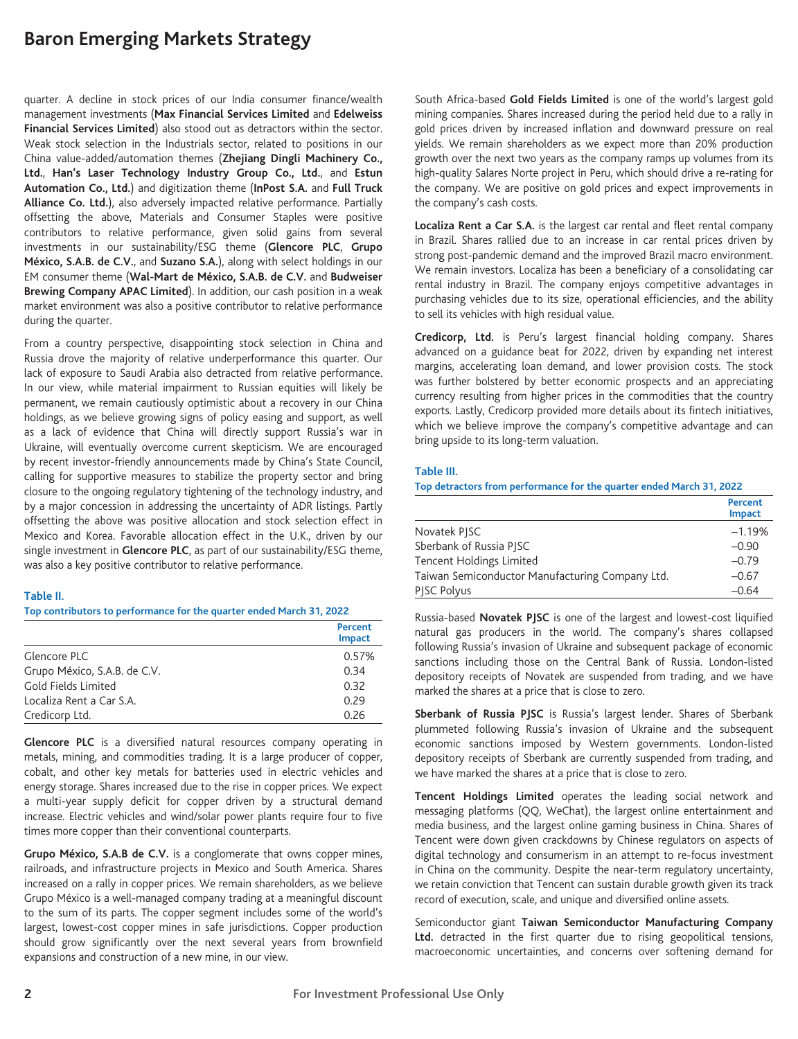quarter. A decline in stock prices of our India consumer finance/wealth management investments (**Max Financial Services Limited** and **Edelweiss Financial Services Limited**) also stood out as detractors within the sector. Weak stock selection in the Industrials sector, related to positions in our China value-added/automation themes (**Zhejiang Dingli Machinery Co., Ltd.**, **Han's Laser Technology Industry Group Co., Ltd.**, and **Estun Automation Co., Ltd.**) and digitization theme (**InPost S.A.** and **Full Truck Alliance Co. Ltd.**), also adversely impacted relative performance. Partially offsetting the above, Materials and Consumer Staples were positive contributors to relative performance, given solid gains from several investments in our sustainability/ESG theme (**Glencore PLC**, **Grupo México, S.A.B. de C.V.**, and **Suzano S.A.**), along with select holdings in our EM consumer theme (**Wal-Mart de México, S.A.B. de C.V.** and **Budweiser Brewing Company APAC Limited**). In addition, our cash position in a weak market environment was also a positive contributor to relative performance during the quarter.

From a country perspective, disappointing stock selection in China and Russia drove the majority of relative underperformance this quarter. Our lack of exposure to Saudi Arabia also detracted from relative performance. In our view, while material impairment to Russian equities will likely be permanent, we remain cautiously optimistic about a recovery in our China holdings, as we believe growing signs of policy easing and support, as well as a lack of evidence that China will directly support Russia's war in Ukraine, will eventually overcome current skepticism. We are encouraged by recent investor-friendly announcements made by China's State Council, calling for supportive measures to stabilize the property sector and bring closure to the ongoing regulatory tightening of the technology industry, and by a major concession in addressing the uncertainty of ADR listings. Partly offsetting the above was positive allocation and stock selection effect in Mexico and Korea. Favorable allocation effect in the U.K., driven by our single investment in **Glencore PLC**, as part of our sustainability/ESG theme, was also a key positive contributor to relative performance.

**Table II.**

**Top contributors to performance for the quarter ended March 31, 2022**

| | Percent Impact |
|---|---|
| Glencore PLC | 0.57% |
| Grupo México, S.A.B. de C.V. | 0.34 |
| Gold Fields Limited | 0.32 |
| Localiza Rent a Car S.A. | 0.29 |
| Credicorp Ltd. | 0.26 |

**Glencore PLC** is a diversified natural resources company operating in metals, mining, and commodities trading. It is a large producer of copper, cobalt, and other key metals for batteries used in electric vehicles and energy storage. Shares increased due to the rise in copper prices. We expect a multi-year supply deficit for copper driven by a structural demand increase. Electric vehicles and wind/solar power plants require four to five times more copper than their conventional counterparts.

**Grupo México, S.A.B de C.V.** is a conglomerate that owns copper mines, railroads, and infrastructure projects in Mexico and South America. Shares increased on a rally in copper prices. We remain shareholders, as we believe Grupo México is a well-managed company trading at a meaningful discount to the sum of its parts. The copper segment includes some of the world's largest, lowest-cost copper mines in safe jurisdictions. Copper production should grow significantly over the next several years from brownfield expansions and construction of a new mine, in our view.

South Africa-based **Gold Fields Limited** is one of the world's largest gold mining companies. Shares increased during the period held due to a rally in gold prices driven by increased inflation and downward pressure on real yields. We remain shareholders as we expect more than 20% production growth over the next two years as the company ramps up volumes from its high-quality Salares Norte project in Peru, which should drive a re-rating for the company. We are positive on gold prices and expect improvements in the company's cash costs.

**Localiza Rent a Car S.A.** is the largest car rental and fleet rental company in Brazil. Shares rallied due to an increase in car rental prices driven by strong post-pandemic demand and the improved Brazil macro environment. We remain investors. Localiza has been a beneficiary of a consolidating car rental industry in Brazil. The company enjoys competitive advantages in purchasing vehicles due to its size, operational efficiencies, and the ability to sell its vehicles with high residual value.

**Credicorp, Ltd.** is Peru's largest financial holding company. Shares advanced on a guidance beat for 2022, driven by expanding net interest margins, accelerating loan demand, and lower provision costs. The stock was further bolstered by better economic prospects and an appreciating currency resulting from higher prices in the commodities that the country exports. Lastly, Credicorp provided more details about its fintech initiatives, which we believe improve the company's competitive advantage and can bring upside to its long-term valuation.

**Table III.**

**Top detractors from performance for the quarter ended March 31, 2022**

| | Percent Impact |
|---|---|
| Novatek PJSC | –1.19% |
| Sberbank of Russia PJSC | –0.90 |
| Tencent Holdings Limited | –0.79 |
| Taiwan Semiconductor Manufacturing Company Ltd. | –0.67 |
| PJSC Polyus | –0.64 |

Russia-based **Novatek PJSC** is one of the largest and lowest-cost liquified natural gas producers in the world. The company's shares collapsed following Russia's invasion of Ukraine and subsequent package of economic sanctions including those on the Central Bank of Russia. London-listed depository receipts of Novatek are suspended from trading, and we have marked the shares at a price that is close to zero.

**Sberbank of Russia PJSC** is Russia's largest lender. Shares of Sberbank plummeted following Russia's invasion of Ukraine and the subsequent economic sanctions imposed by Western governments. London-listed depository receipts of Sberbank are currently suspended from trading, and we have marked the shares at a price that is close to zero.

**Tencent Holdings Limited** operates the leading social network and messaging platforms (QQ, WeChat), the largest online entertainment and media business, and the largest online gaming business in China. Shares of Tencent were down given crackdowns by Chinese regulators on aspects of digital technology and consumerism in an attempt to re-focus investment in China on the community. Despite the near-term regulatory uncertainty, we retain conviction that Tencent can sustain durable growth given its track record of execution, scale, and unique and diversified online assets.

Semiconductor giant **Taiwan Semiconductor Manufacturing Company Ltd.** detracted in the first quarter due to rising geopolitical tensions, macroeconomic uncertainties, and concerns over softening demand for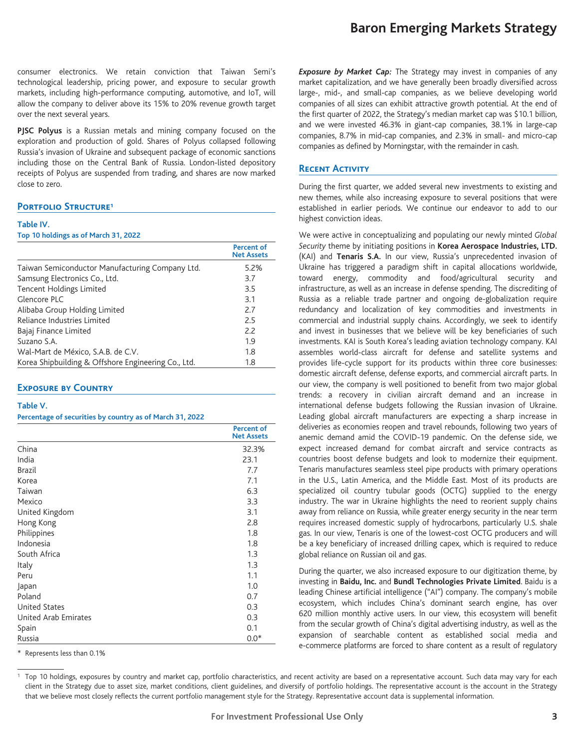consumer electronics. We retain conviction that Taiwan Semi's technological leadership, pricing power, and exposure to secular growth markets, including high-performance computing, automotive, and IoT, will allow the company to deliver above its 15% to 20% revenue growth target over the next several years.

**PJSC Polyus** is a Russian metals and mining company focused on the exploration and production of gold. Shares of Polyus collapsed following Russia's invasion of Ukraine and subsequent package of economic sanctions including those on the Central Bank of Russia. London-listed depository receipts of Polyus are suspended from trading, and shares are now marked close to zero.

## Portfolio Structure[1]

**Table IV.**
**Top 10 holdings as of March 31, 2022**

| | Percent of Net Assets |
|---|---|
| Taiwan Semiconductor Manufacturing Company Ltd. | 5.2% |
| Samsung Electronics Co., Ltd. | 3.7 |
| Tencent Holdings Limited | 3.5 |
| Glencore PLC | 3.1 |
| Alibaba Group Holding Limited | 2.7 |
| Reliance Industries Limited | 2.5 |
| Bajaj Finance Limited | 2.2 |
| Suzano S.A. | 1.9 |
| Wal-Mart de México, S.A.B. de C.V. | 1.8 |
| Korea Shipbuilding & Offshore Engineering Co., Ltd. | 1.8 |

## Exposure by Country

**Table V.**
**Percentage of securities by country as of March 31, 2022**

| | Percent of Net Assets |
|---|---|
| China | 32.3% |
| India | 23.1 |
| Brazil | 7.7 |
| Korea | 7.1 |
| Taiwan | 6.3 |
| Mexico | 3.3 |
| United Kingdom | 3.1 |
| Hong Kong | 2.8 |
| Philippines | 1.8 |
| Indonesia | 1.8 |
| South Africa | 1.3 |
| Italy | 1.3 |
| Peru | 1.1 |
| Japan | 1.0 |
| Poland | 0.7 |
| United States | 0.3 |
| United Arab Emirates | 0.3 |
| Spain | 0.1 |
| Russia | 0.0* |

\* Represents less than 0.1%

***Exposure by Market Cap:*** The Strategy may invest in companies of any market capitalization, and we have generally been broadly diversified across large-, mid-, and small-cap companies, as we believe developing world companies of all sizes can exhibit attractive growth potential. At the end of the first quarter of 2022, the Strategy's median market cap was $10.1 billion, and we were invested 46.3% in giant-cap companies, 38.1% in large-cap companies, 8.7% in mid-cap companies, and 2.3% in small- and micro-cap companies as defined by Morningstar, with the remainder in cash.

## Recent Activity

During the first quarter, we added several new investments to existing and new themes, while also increasing exposure to several positions that were established in earlier periods. We continue our endeavor to add to our highest conviction ideas.

We were active in conceptualizing and populating our newly minted *Global Security* theme by initiating positions in **Korea Aerospace Industries, LTD.** (KAI) and **Tenaris S.A.** In our view, Russia's unprecedented invasion of Ukraine has triggered a paradigm shift in capital allocations worldwide, toward energy, commodity and food/agricultural security and infrastructure, as well as an increase in defense spending. The discrediting of Russia as a reliable trade partner and ongoing de-globalization require redundancy and localization of key commodities and investments in commercial and industrial supply chains. Accordingly, we seek to identify and invest in businesses that we believe will be key beneficiaries of such investments. KAI is South Korea's leading aviation technology company. KAI assembles world-class aircraft for defense and satellite systems and provides life-cycle support for its products within three core businesses: domestic aircraft defense, defense exports, and commercial aircraft parts. In our view, the company is well positioned to benefit from two major global trends: a recovery in civilian aircraft demand and an increase in international defense budgets following the Russian invasion of Ukraine. Leading global aircraft manufacturers are expecting a sharp increase in deliveries as economies reopen and travel rebounds, following two years of anemic demand amid the COVID-19 pandemic. On the defense side, we expect increased demand for combat aircraft and service contracts as countries boost defense budgets and look to modernize their equipment. Tenaris manufactures seamless steel pipe products with primary operations in the U.S., Latin America, and the Middle East. Most of its products are specialized oil country tubular goods (OCTG) supplied to the energy industry. The war in Ukraine highlights the need to reorient supply chains away from reliance on Russia, while greater energy security in the near term requires increased domestic supply of hydrocarbons, particularly U.S. shale gas. In our view, Tenaris is one of the lowest-cost OCTG producers and will be a key beneficiary of increased drilling capex, which is required to reduce global reliance on Russian oil and gas.

During the quarter, we also increased exposure to our digitization theme, by investing in **Baidu, Inc.** and **Bundl Technologies Private Limited**. Baidu is a leading Chinese artificial intelligence ("AI") company. The company's mobile ecosystem, which includes China's dominant search engine, has over 620 million monthly active users. In our view, this ecosystem will benefit from the secular growth of China's digital advertising industry, as well as the expansion of searchable content as established social media and e-commerce platforms are forced to share content as a result of regulatory

[1] Top 10 holdings, exposures by country and market cap, portfolio characteristics, and recent activity are based on a representative account. Such data may vary for each client in the Strategy due to asset size, market conditions, client guidelines, and diversify of portfolio holdings. The representative account is the account in the Strategy that we believe most closely reflects the current portfolio management style for the Strategy. Representative account data is supplemental information.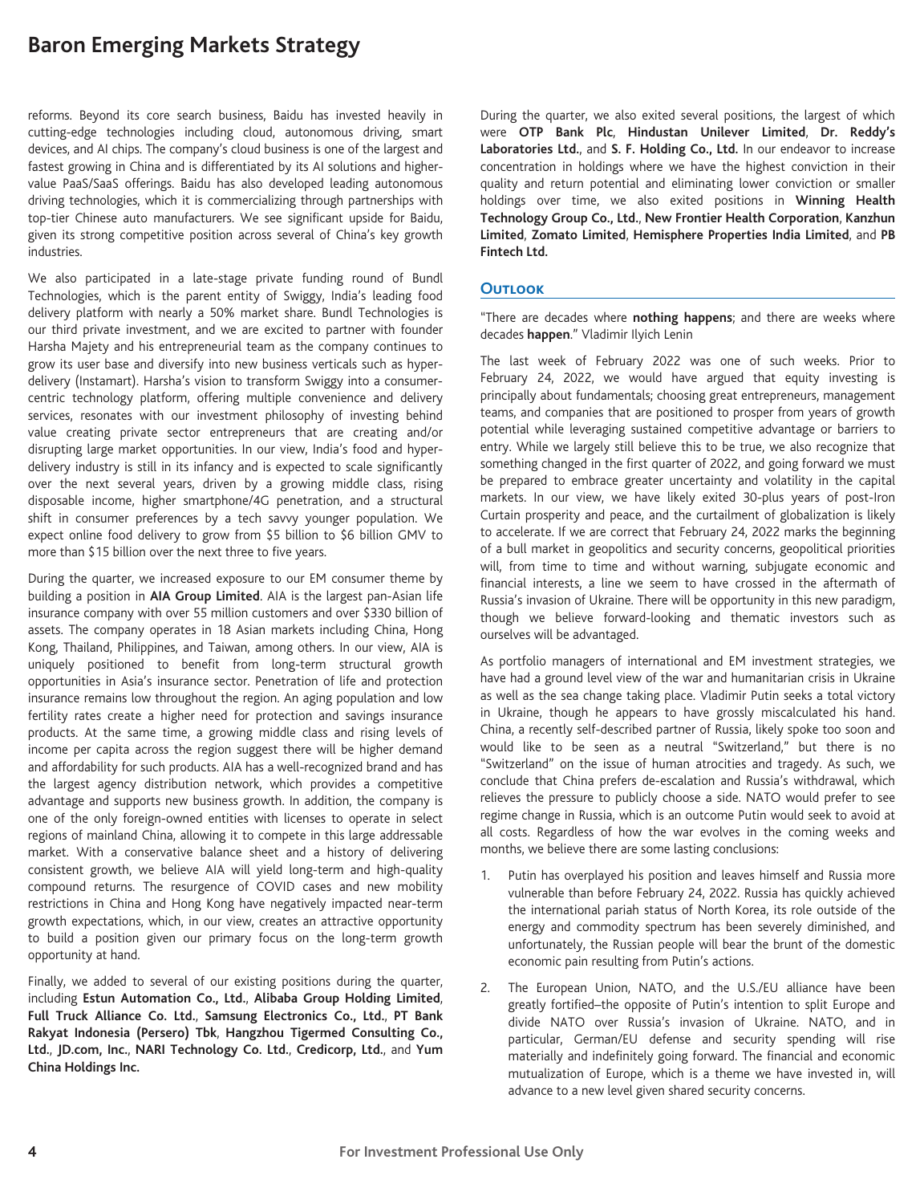reforms. Beyond its core search business, Baidu has invested heavily in cutting-edge technologies including cloud, autonomous driving, smart devices, and AI chips. The company's cloud business is one of the largest and fastest growing in China and is differentiated by its AI solutions and higher-value PaaS/SaaS offerings. Baidu has also developed leading autonomous driving technologies, which it is commercializing through partnerships with top-tier Chinese auto manufacturers. We see significant upside for Baidu, given its strong competitive position across several of China's key growth industries.

We also participated in a late-stage private funding round of Bundl Technologies, which is the parent entity of Swiggy, India's leading food delivery platform with nearly a 50% market share. Bundl Technologies is our third private investment, and we are excited to partner with founder Harsha Majety and his entrepreneurial team as the company continues to grow its user base and diversify into new business verticals such as hyper-delivery (Instamart). Harsha's vision to transform Swiggy into a consumer-centric technology platform, offering multiple convenience and delivery services, resonates with our investment philosophy of investing behind value creating private sector entrepreneurs that are creating and/or disrupting large market opportunities. In our view, India's food and hyper-delivery industry is still in its infancy and is expected to scale significantly over the next several years, driven by a growing middle class, rising disposable income, higher smartphone/4G penetration, and a structural shift in consumer preferences by a tech savvy younger population. We expect online food delivery to grow from $5 billion to $6 billion GMV to more than $15 billion over the next three to five years.

During the quarter, we increased exposure to our EM consumer theme by building a position in **AIA Group Limited**. AIA is the largest pan-Asian life insurance company with over 55 million customers and over $330 billion of assets. The company operates in 18 Asian markets including China, Hong Kong, Thailand, Philippines, and Taiwan, among others. In our view, AIA is uniquely positioned to benefit from long-term structural growth opportunities in Asia's insurance sector. Penetration of life and protection insurance remains low throughout the region. An aging population and low fertility rates create a higher need for protection and savings insurance products. At the same time, a growing middle class and rising levels of income per capita across the region suggest there will be higher demand and affordability for such products. AIA has a well-recognized brand and has the largest agency distribution network, which provides a competitive advantage and supports new business growth. In addition, the company is one of the only foreign-owned entities with licenses to operate in select regions of mainland China, allowing it to compete in this large addressable market. With a conservative balance sheet and a history of delivering consistent growth, we believe AIA will yield long-term and high-quality compound returns. The resurgence of COVID cases and new mobility restrictions in China and Hong Kong have negatively impacted near-term growth expectations, which, in our view, creates an attractive opportunity to build a position given our primary focus on the long-term growth opportunity at hand.

Finally, we added to several of our existing positions during the quarter, including **Estun Automation Co., Ltd.**, **Alibaba Group Holding Limited**, **Full Truck Alliance Co. Ltd.**, **Samsung Electronics Co., Ltd.**, **PT Bank Rakyat Indonesia (Persero) Tbk**, **Hangzhou Tigermed Consulting Co., Ltd.**, **JD.com, Inc.**, **NARI Technology Co. Ltd.**, **Credicorp, Ltd.**, and **Yum China Holdings Inc.**

During the quarter, we also exited several positions, the largest of which were **OTP Bank Plc**, **Hindustan Unilever Limited**, **Dr. Reddy's Laboratories Ltd.**, and **S. F. Holding Co., Ltd.** In our endeavor to increase concentration in holdings where we have the highest conviction in their quality and return potential and eliminating lower conviction or smaller holdings over time, we also exited positions in **Winning Health Technology Group Co., Ltd.**, **New Frontier Health Corporation**, **Kanzhun Limited**, **Zomato Limited**, **Hemisphere Properties India Limited**, and **PB Fintech Ltd.**

## Outlook

"There are decades where **nothing happens**; and there are weeks where decades **happen**." Vladimir Ilyich Lenin

The last week of February 2022 was one of such weeks. Prior to February 24, 2022, we would have argued that equity investing is principally about fundamentals; choosing great entrepreneurs, management teams, and companies that are positioned to prosper from years of growth potential while leveraging sustained competitive advantage or barriers to entry. While we largely still believe this to be true, we also recognize that something changed in the first quarter of 2022, and going forward we must be prepared to embrace greater uncertainty and volatility in the capital markets. In our view, we have likely exited 30-plus years of post-Iron Curtain prosperity and peace, and the curtailment of globalization is likely to accelerate. If we are correct that February 24, 2022 marks the beginning of a bull market in geopolitics and security concerns, geopolitical priorities will, from time to time and without warning, subjugate economic and financial interests, a line we seem to have crossed in the aftermath of Russia's invasion of Ukraine. There will be opportunity in this new paradigm, though we believe forward-looking and thematic investors such as ourselves will be advantaged.

As portfolio managers of international and EM investment strategies, we have had a ground level view of the war and humanitarian crisis in Ukraine as well as the sea change taking place. Vladimir Putin seeks a total victory in Ukraine, though he appears to have grossly miscalculated his hand. China, a recently self-described partner of Russia, likely spoke too soon and would like to be seen as a neutral "Switzerland," but there is no "Switzerland" on the issue of human atrocities and tragedy. As such, we conclude that China prefers de-escalation and Russia's withdrawal, which relieves the pressure to publicly choose a side. NATO would prefer to see regime change in Russia, which is an outcome Putin would seek to avoid at all costs. Regardless of how the war evolves in the coming weeks and months, we believe there are some lasting conclusions:

1. Putin has overplayed his position and leaves himself and Russia more vulnerable than before February 24, 2022. Russia has quickly achieved the international pariah status of North Korea, its role outside of the energy and commodity spectrum has been severely diminished, and unfortunately, the Russian people will bear the brunt of the domestic economic pain resulting from Putin's actions.
2. The European Union, NATO, and the U.S./EU alliance have been greatly fortified–the opposite of Putin's intention to split Europe and divide NATO over Russia's invasion of Ukraine. NATO, and in particular, German/EU defense and security spending will rise materially and indefinitely going forward. The financial and economic mutualization of Europe, which is a theme we have invested in, will advance to a new level given shared security concerns.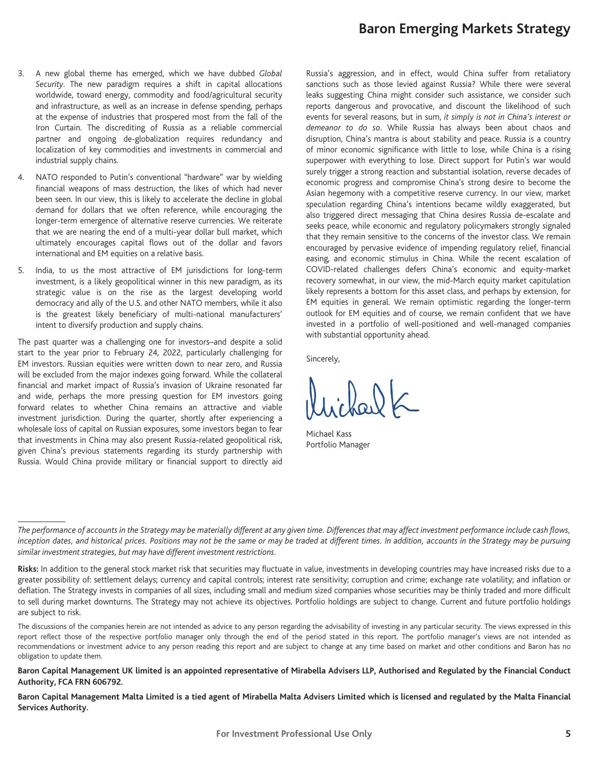3. A new global theme has emerged, which we have dubbed *Global Security*. The new paradigm requires a shift in capital allocations worldwide, toward energy, commodity and food/agricultural security and infrastructure, as well as an increase in defense spending, perhaps at the expense of industries that prospered most from the fall of the Iron Curtain. The discrediting of Russia as a reliable commercial partner and ongoing de-globalization requires redundancy and localization of key commodities and investments in commercial and industrial supply chains.

4. NATO responded to Putin's conventional "hardware" war by wielding financial weapons of mass destruction, the likes of which had never been seen. In our view, this is likely to accelerate the decline in global demand for dollars that we often reference, while encouraging the longer-term emergence of alternative reserve currencies. We reiterate that we are nearing the end of a multi-year dollar bull market, which ultimately encourages capital flows out of the dollar and favors international and EM equities on a relative basis.

5. India, to us the most attractive of EM jurisdictions for long-term investment, is a likely geopolitical winner in this new paradigm, as its strategic value is on the rise as the largest developing world democracy and ally of the U.S. and other NATO members, while it also is the greatest likely beneficiary of multi-national manufacturers' intent to diversify production and supply chains.

The past quarter was a challenging one for investors–and despite a solid start to the year prior to February 24, 2022, particularly challenging for EM investors. Russian equities were written down to near zero, and Russia will be excluded from the major indexes going forward. While the collateral financial and market impact of Russia's invasion of Ukraine resonated far and wide, perhaps the more pressing question for EM investors going forward relates to whether China remains an attractive and viable investment jurisdiction. During the quarter, shortly after experiencing a wholesale loss of capital on Russian exposures, some investors began to fear that investments in China may also present Russia-related geopolitical risk, given China's previous statements regarding its sturdy partnership with Russia. Would China provide military or financial support to directly aid Russia's aggression, and in effect, would China suffer from retaliatory sanctions such as those levied against Russia? While there were several leaks suggesting China might consider such assistance, we consider such reports dangerous and provocative, and discount the likelihood of such events for several reasons, but in sum, *it simply is not in China's interest or demeanor to do so*. While Russia has always been about chaos and disruption, China's mantra is about stability and peace. Russia is a country of minor economic significance with little to lose, while China is a rising superpower with everything to lose. Direct support for Putin's war would surely trigger a strong reaction and substantial isolation, reverse decades of economic progress and compromise China's strong desire to become the Asian hegemony with a competitive reserve currency. In our view, market speculation regarding China's intentions became wildly exaggerated, but also triggered direct messaging that China desires Russia de-escalate and seeks peace, while economic and regulatory policymakers strongly signaled that they remain sensitive to the concerns of the investor class. We remain encouraged by pervasive evidence of impending regulatory relief, financial easing, and economic stimulus in China. While the recent escalation of COVID-related challenges defers China's economic and equity-market recovery somewhat, in our view, the mid-March equity market capitulation likely represents a bottom for this asset class, and perhaps by extension, for EM equities in general. We remain optimistic regarding the longer-term outlook for EM equities and of course, we remain confident that we have invested in a portfolio of well-positioned and well-managed companies with substantial opportunity ahead.

Sincerely,

Michael Kass
Portfolio Manager

---

*The performance of accounts in the Strategy may be materially different at any given time. Differences that may affect investment performance include cash flows, inception dates, and historical prices. Positions may not be the same or may be traded at different times. In addition, accounts in the Strategy may be pursuing similar investment strategies, but may have different investment restrictions.*

**Risks:** In addition to the general stock market risk that securities may fluctuate in value, investments in developing countries may have increased risks due to a greater possibility of: settlement delays; currency and capital controls; interest rate sensitivity; corruption and crime; exchange rate volatility; and inflation or deflation. The Strategy invests in companies of all sizes, including small and medium sized companies whose securities may be thinly traded and more difficult to sell during market downturns. The Strategy may not achieve its objectives. Portfolio holdings are subject to change. Current and future portfolio holdings are subject to risk.

The discussions of the companies herein are not intended as advice to any person regarding the advisability of investing in any particular security. The views expressed in this report reflect those of the respective portfolio manager only through the end of the period stated in this report. The portfolio manager's views are not intended as recommendations or investment advice to any person reading this report and are subject to change at any time based on market and other conditions and Baron has no obligation to update them.

**Baron Capital Management UK limited is an appointed representative of Mirabella Advisers LLP, Authorised and Regulated by the Financial Conduct Authority, FCA FRN 606792.**

**Baron Capital Management Malta Limited is a tied agent of Mirabella Malta Advisers Limited which is licensed and regulated by the Malta Financial Services Authority.**

**For Investment Professional Use Only**